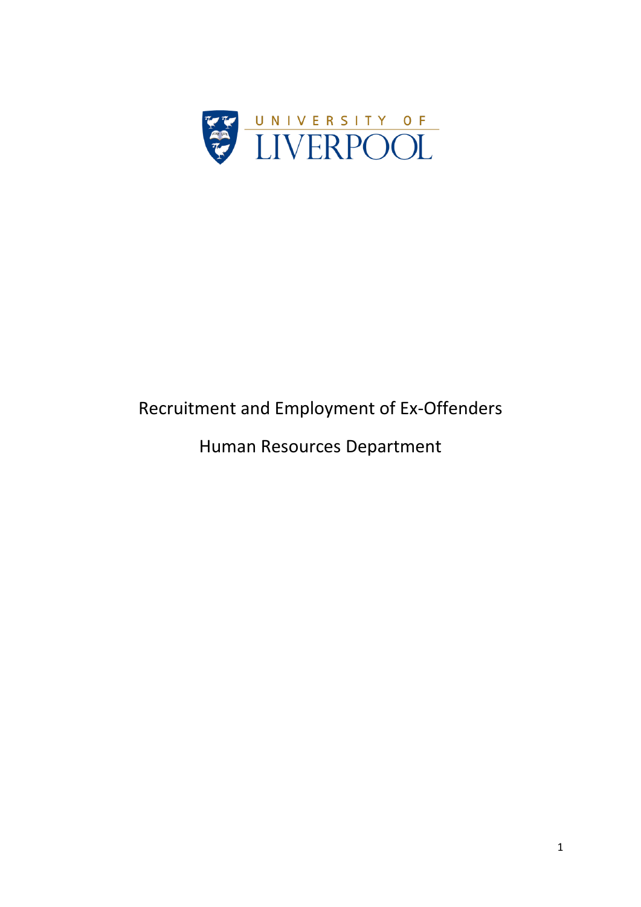UNIVERSITY OF LIVERPOOL

# Recruitment and Employment of Ex-Offenders

## Human Resources Department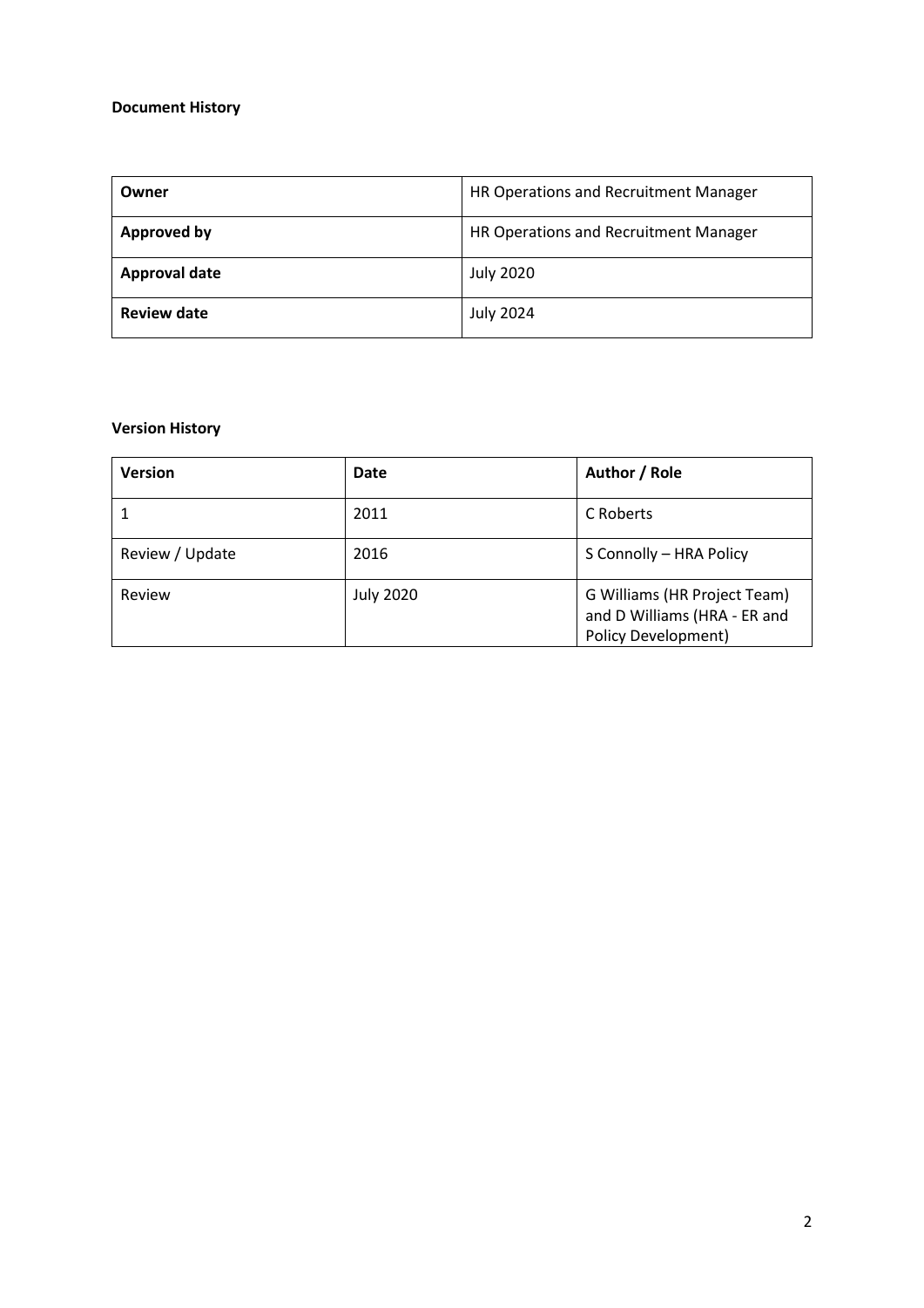**Document History**

| Owner | HR Operations and Recruitment Manager |
|---|---|
| **Approved by** | HR Operations and Recruitment Manager |
| **Approval date** | July 2020 |
| **Review date** | July 2024 |

**Version History**

| Version | Date | Author / Role |
|---|---|---|
| 1 | 2011 | C Roberts |
| Review / Update | 2016 | S Connolly – HRA Policy |
| Review | July 2020 | G Williams (HR Project Team) and D Williams (HRA - ER and Policy Development) |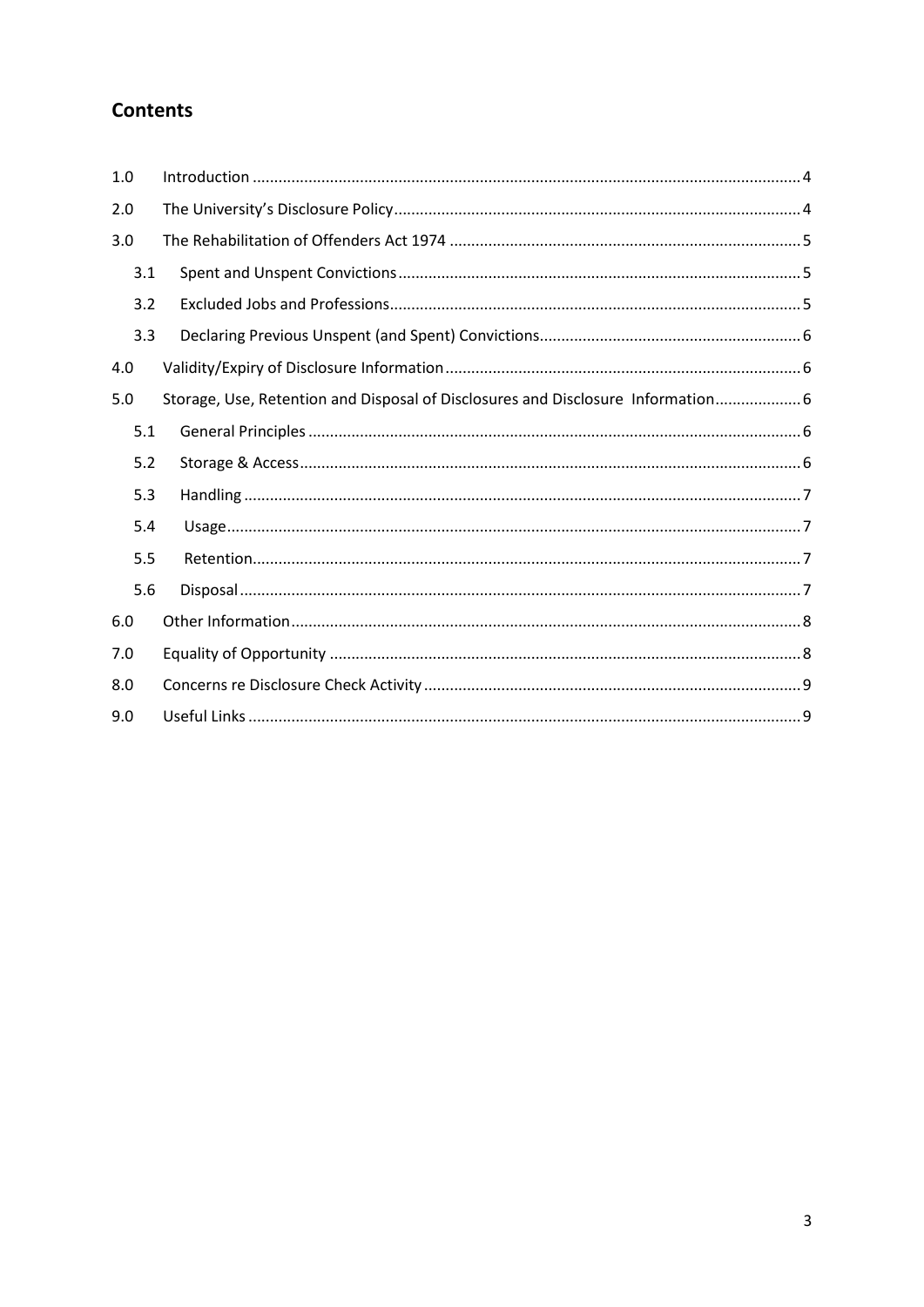## Contents

| | | |
|---|---|---|
| 1.0 | Introduction | 4 |
| 2.0 | The University's Disclosure Policy | 4 |
| 3.0 | The Rehabilitation of Offenders Act 1974 | 5 |
| 3.1 | Spent and Unspent Convictions | 5 |
| 3.2 | Excluded Jobs and Professions | 5 |
| 3.3 | Declaring Previous Unspent (and Spent) Convictions | 6 |
| 4.0 | Validity/Expiry of Disclosure Information | 6 |
| 5.0 | Storage, Use, Retention and Disposal of Disclosures and Disclosure Information | 6 |
| 5.1 | General Principles | 6 |
| 5.2 | Storage & Access | 6 |
| 5.3 | Handling | 7 |
| 5.4 | Usage | 7 |
| 5.5 | Retention | 7 |
| 5.6 | Disposal | 7 |
| 6.0 | Other Information | 8 |
| 7.0 | Equality of Opportunity | 8 |
| 8.0 | Concerns re Disclosure Check Activity | 9 |
| 9.0 | Useful Links | 9 |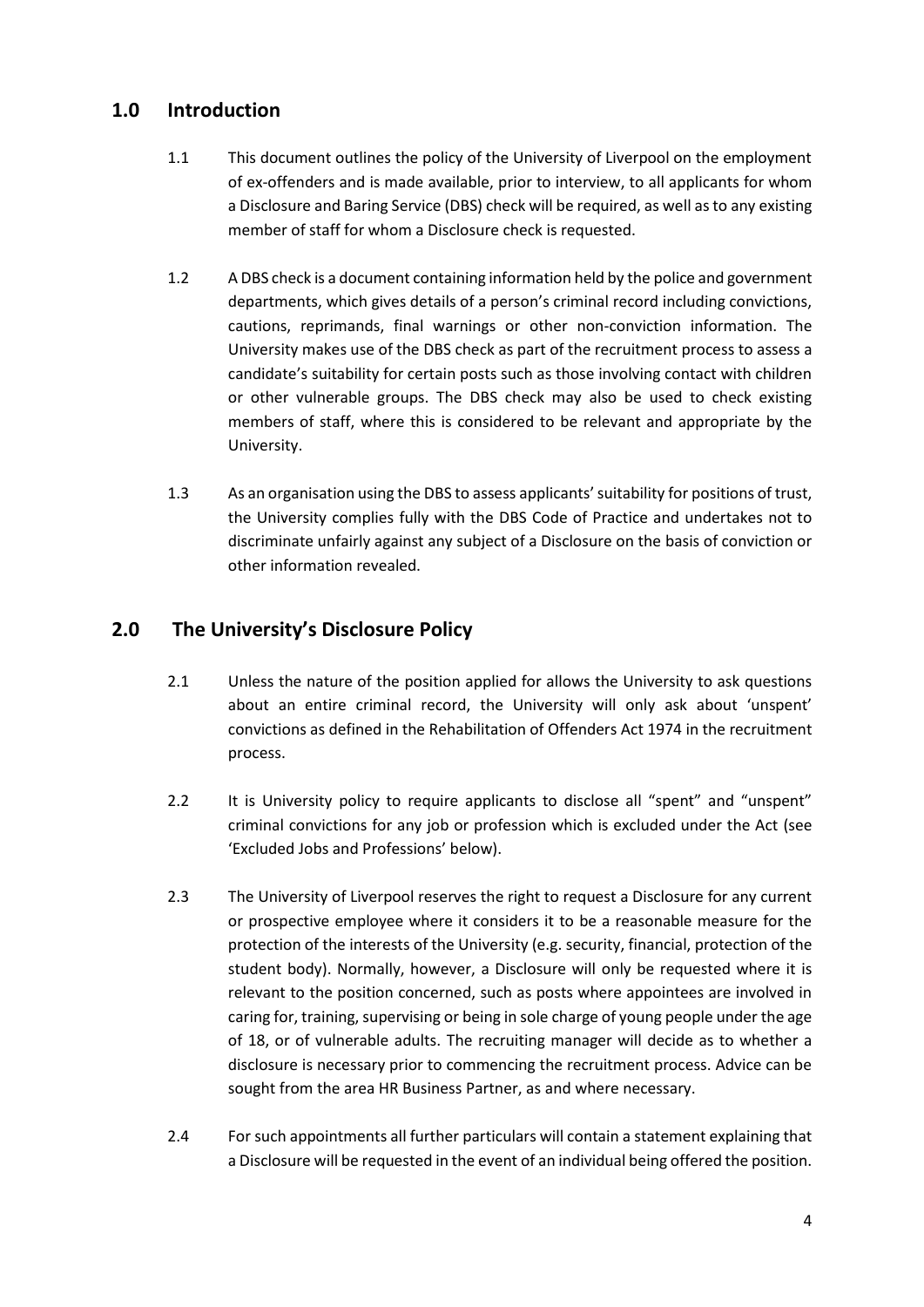## 1.0 Introduction

1.1 This document outlines the policy of the University of Liverpool on the employment of ex-offenders and is made available, prior to interview, to all applicants for whom a Disclosure and Baring Service (DBS) check will be required, as well as to any existing member of staff for whom a Disclosure check is requested.

1.2 A DBS check is a document containing information held by the police and government departments, which gives details of a person's criminal record including convictions, cautions, reprimands, final warnings or other non-conviction information. The University makes use of the DBS check as part of the recruitment process to assess a candidate's suitability for certain posts such as those involving contact with children or other vulnerable groups. The DBS check may also be used to check existing members of staff, where this is considered to be relevant and appropriate by the University.

1.3 As an organisation using the DBS to assess applicants' suitability for positions of trust, the University complies fully with the DBS Code of Practice and undertakes not to discriminate unfairly against any subject of a Disclosure on the basis of conviction or other information revealed.

## 2.0 The University's Disclosure Policy

2.1 Unless the nature of the position applied for allows the University to ask questions about an entire criminal record, the University will only ask about 'unspent' convictions as defined in the Rehabilitation of Offenders Act 1974 in the recruitment process.

2.2 It is University policy to require applicants to disclose all "spent" and "unspent" criminal convictions for any job or profession which is excluded under the Act (see 'Excluded Jobs and Professions' below).

2.3 The University of Liverpool reserves the right to request a Disclosure for any current or prospective employee where it considers it to be a reasonable measure for the protection of the interests of the University (e.g. security, financial, protection of the student body). Normally, however, a Disclosure will only be requested where it is relevant to the position concerned, such as posts where appointees are involved in caring for, training, supervising or being in sole charge of young people under the age of 18, or of vulnerable adults. The recruiting manager will decide as to whether a disclosure is necessary prior to commencing the recruitment process. Advice can be sought from the area HR Business Partner, as and where necessary.

2.4 For such appointments all further particulars will contain a statement explaining that a Disclosure will be requested in the event of an individual being offered the position.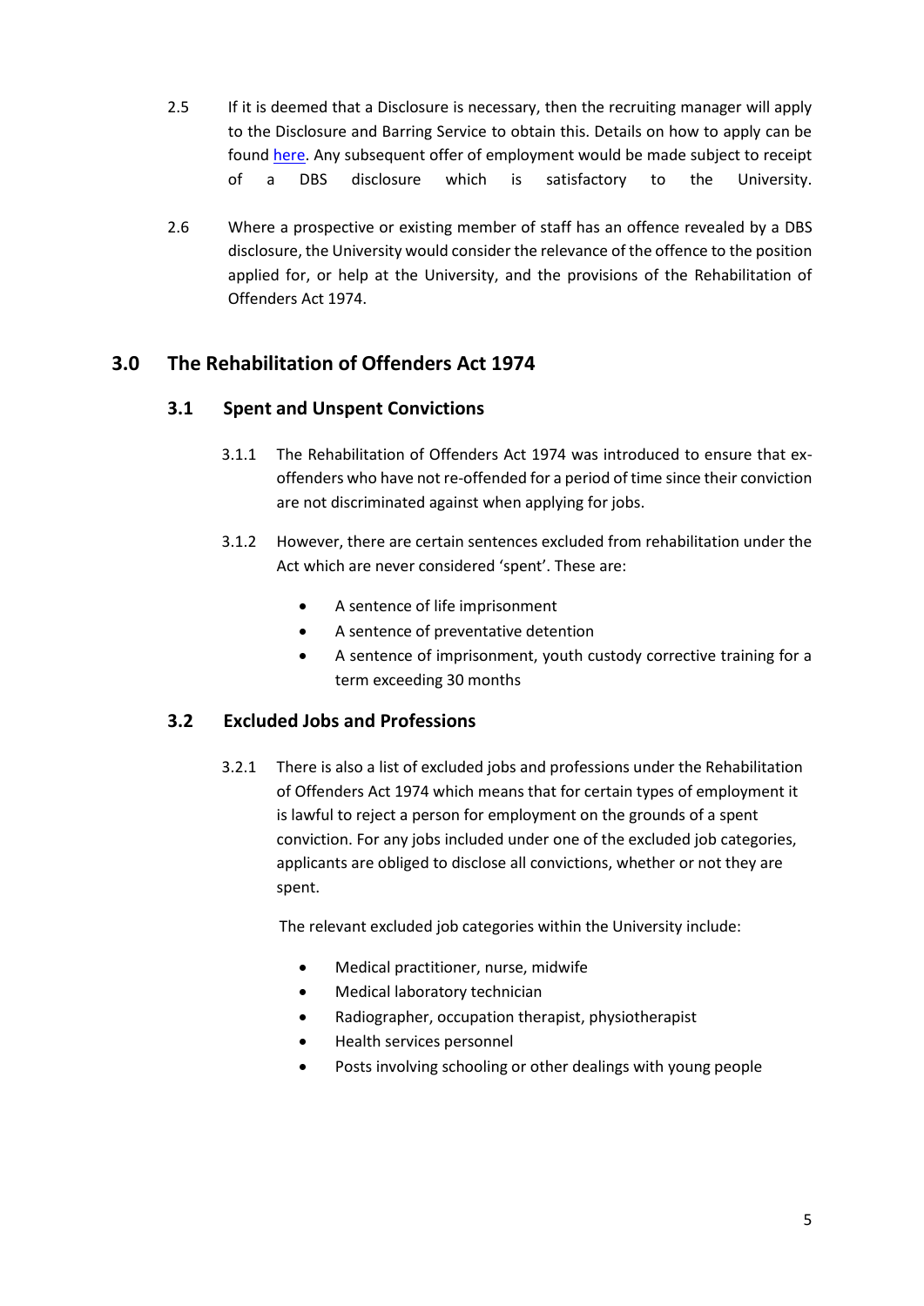2.5 If it is deemed that a Disclosure is necessary, then the recruiting manager will apply to the Disclosure and Barring Service to obtain this. Details on how to apply can be found here. Any subsequent offer of employment would be made subject to receipt of a DBS disclosure which is satisfactory to the University.

2.6 Where a prospective or existing member of staff has an offence revealed by a DBS disclosure, the University would consider the relevance of the offence to the position applied for, or help at the University, and the provisions of the Rehabilitation of Offenders Act 1974.

## 3.0 The Rehabilitation of Offenders Act 1974

### 3.1 Spent and Unspent Convictions

3.1.1 The Rehabilitation of Offenders Act 1974 was introduced to ensure that ex-offenders who have not re-offended for a period of time since their conviction are not discriminated against when applying for jobs.

3.1.2 However, there are certain sentences excluded from rehabilitation under the Act which are never considered 'spent'. These are:

- A sentence of life imprisonment
- A sentence of preventative detention
- A sentence of imprisonment, youth custody corrective training for a term exceeding 30 months

### 3.2 Excluded Jobs and Professions

3.2.1 There is also a list of excluded jobs and professions under the Rehabilitation of Offenders Act 1974 which means that for certain types of employment it is lawful to reject a person for employment on the grounds of a spent conviction. For any jobs included under one of the excluded job categories, applicants are obliged to disclose all convictions, whether or not they are spent.

The relevant excluded job categories within the University include:

- Medical practitioner, nurse, midwife
- Medical laboratory technician
- Radiographer, occupation therapist, physiotherapist
- Health services personnel
- Posts involving schooling or other dealings with young people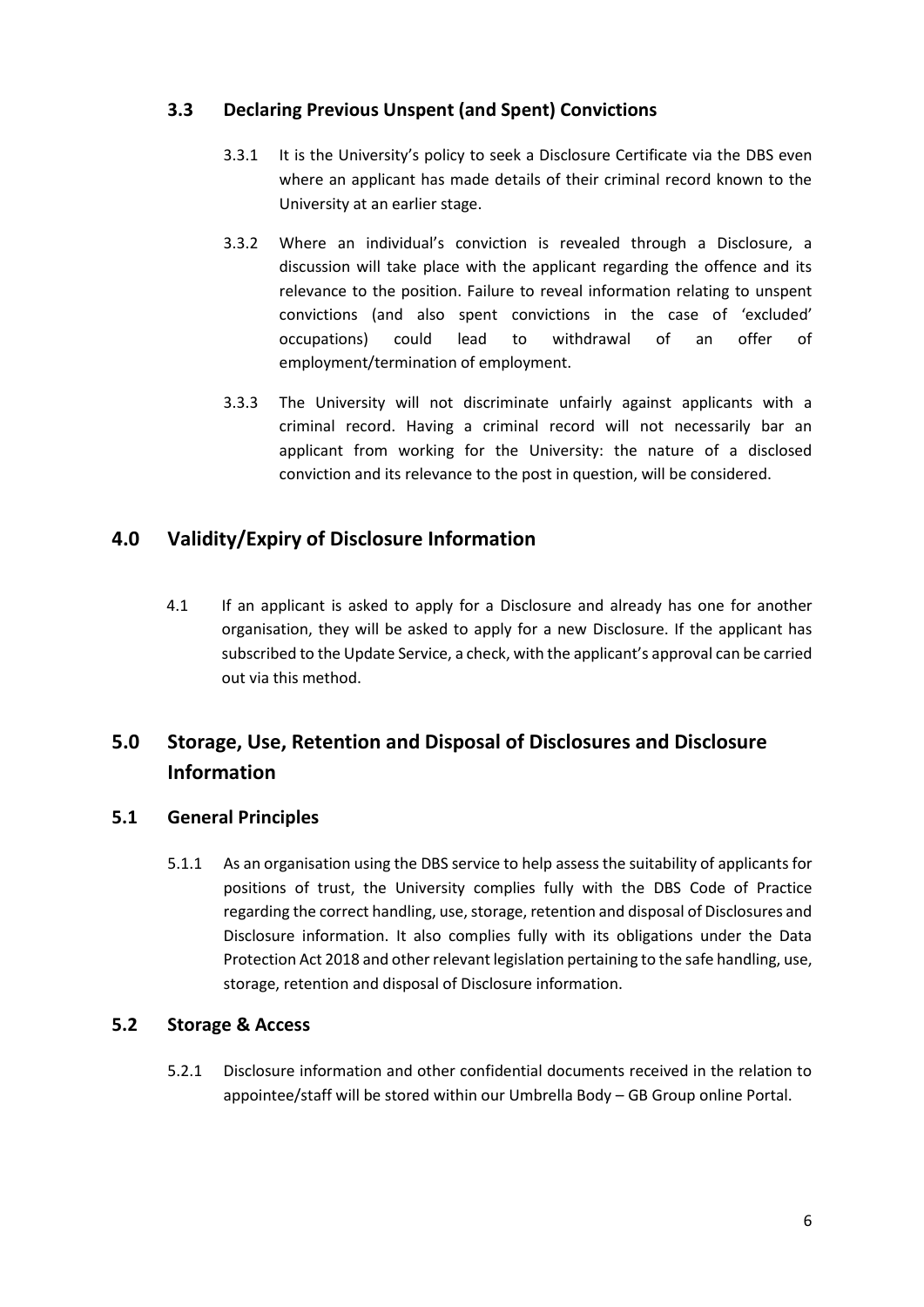### 3.3 Declaring Previous Unspent (and Spent) Convictions

3.3.1 It is the University's policy to seek a Disclosure Certificate via the DBS even where an applicant has made details of their criminal record known to the University at an earlier stage.

3.3.2 Where an individual's conviction is revealed through a Disclosure, a discussion will take place with the applicant regarding the offence and its relevance to the position. Failure to reveal information relating to unspent convictions (and also spent convictions in the case of 'excluded' occupations) could lead to withdrawal of an offer of employment/termination of employment.

3.3.3 The University will not discriminate unfairly against applicants with a criminal record. Having a criminal record will not necessarily bar an applicant from working for the University: the nature of a disclosed conviction and its relevance to the post in question, will be considered.

## 4.0 Validity/Expiry of Disclosure Information

4.1 If an applicant is asked to apply for a Disclosure and already has one for another organisation, they will be asked to apply for a new Disclosure. If the applicant has subscribed to the Update Service, a check, with the applicant's approval can be carried out via this method.

## 5.0 Storage, Use, Retention and Disposal of Disclosures and Disclosure Information

### 5.1 General Principles

5.1.1 As an organisation using the DBS service to help assess the suitability of applicants for positions of trust, the University complies fully with the DBS Code of Practice regarding the correct handling, use, storage, retention and disposal of Disclosures and Disclosure information. It also complies fully with its obligations under the Data Protection Act 2018 and other relevant legislation pertaining to the safe handling, use, storage, retention and disposal of Disclosure information.

### 5.2 Storage & Access

5.2.1 Disclosure information and other confidential documents received in the relation to appointee/staff will be stored within our Umbrella Body – GB Group online Portal.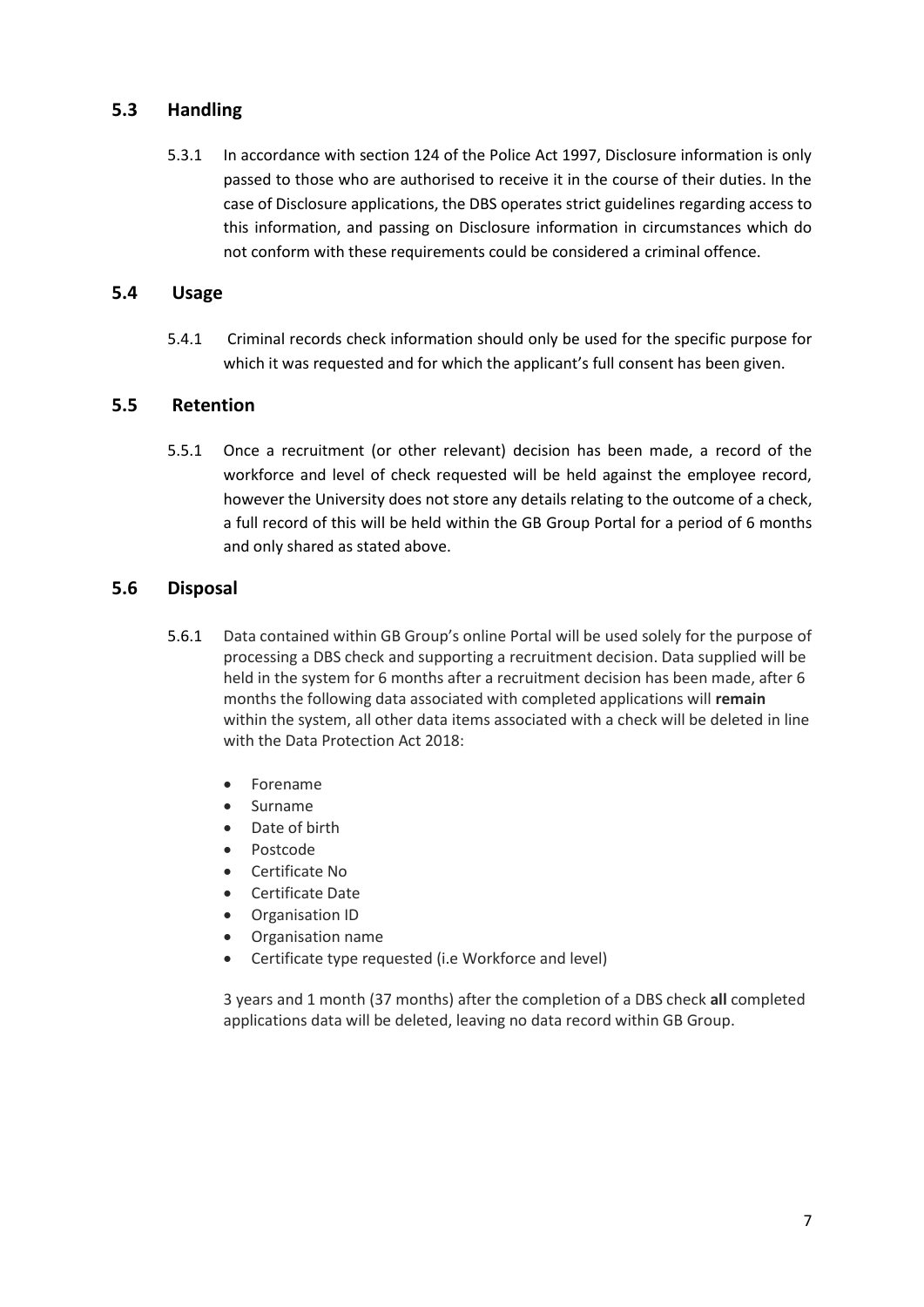## 5.3 Handling

5.3.1 In accordance with section 124 of the Police Act 1997, Disclosure information is only passed to those who are authorised to receive it in the course of their duties. In the case of Disclosure applications, the DBS operates strict guidelines regarding access to this information, and passing on Disclosure information in circumstances which do not conform with these requirements could be considered a criminal offence.

## 5.4 Usage

5.4.1 Criminal records check information should only be used for the specific purpose for which it was requested and for which the applicant's full consent has been given.

## 5.5 Retention

5.5.1 Once a recruitment (or other relevant) decision has been made, a record of the workforce and level of check requested will be held against the employee record, however the University does not store any details relating to the outcome of a check, a full record of this will be held within the GB Group Portal for a period of 6 months and only shared as stated above.

## 5.6 Disposal

5.6.1 Data contained within GB Group's online Portal will be used solely for the purpose of processing a DBS check and supporting a recruitment decision. Data supplied will be held in the system for 6 months after a recruitment decision has been made, after 6 months the following data associated with completed applications will **remain** within the system, all other data items associated with a check will be deleted in line with the Data Protection Act 2018:

- Forename
- Surname
- Date of birth
- Postcode
- Certificate No
- Certificate Date
- Organisation ID
- Organisation name
- Certificate type requested (i.e Workforce and level)

3 years and 1 month (37 months) after the completion of a DBS check **all** completed applications data will be deleted, leaving no data record within GB Group.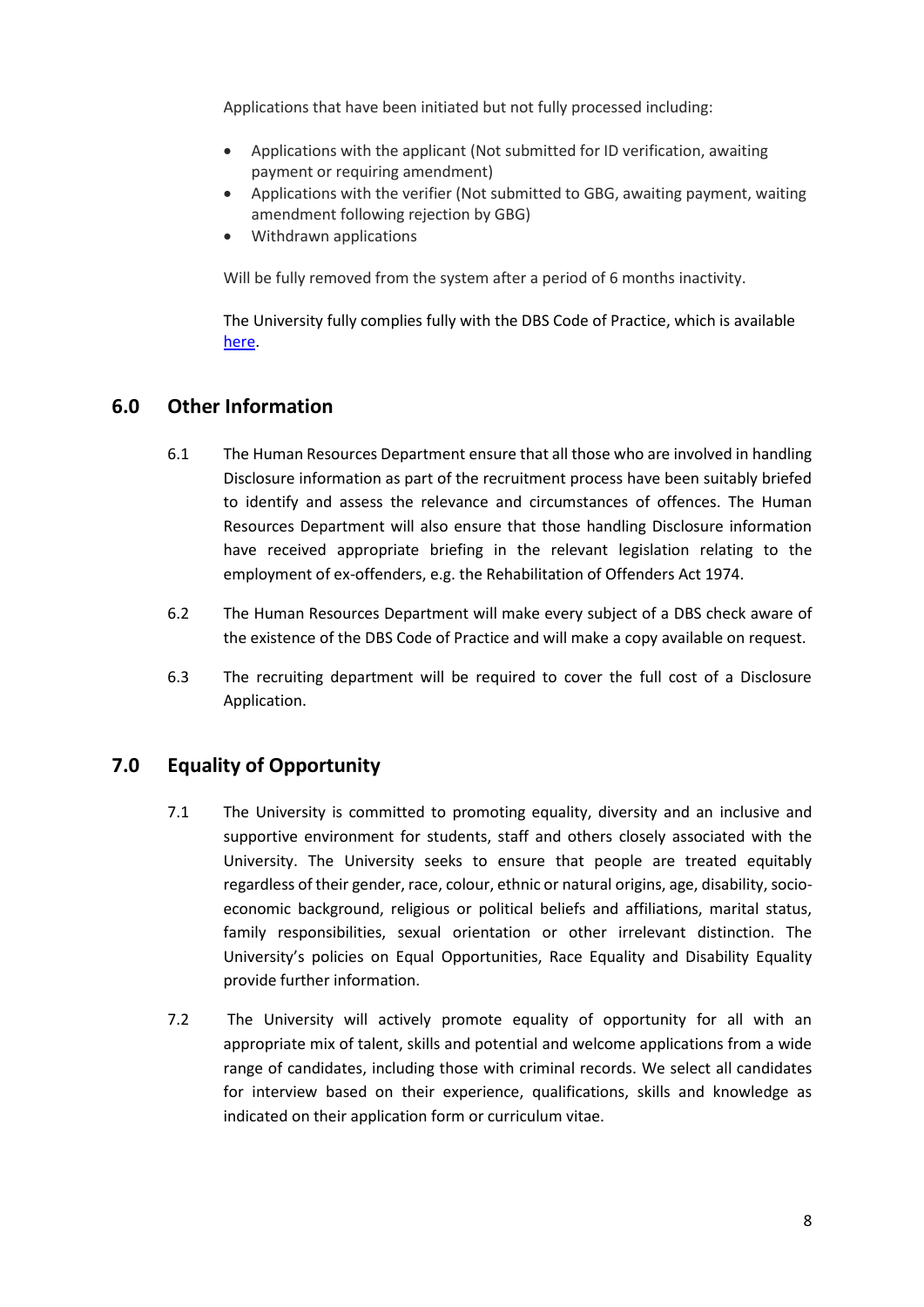Applications that have been initiated but not fully processed including:

- Applications with the applicant (Not submitted for ID verification, awaiting payment or requiring amendment)
- Applications with the verifier (Not submitted to GBG, awaiting payment, waiting amendment following rejection by GBG)
- Withdrawn applications

Will be fully removed from the system after a period of 6 months inactivity.

The University fully complies fully with the DBS Code of Practice, which is available here.

## 6.0 Other Information

6.1 The Human Resources Department ensure that all those who are involved in handling Disclosure information as part of the recruitment process have been suitably briefed to identify and assess the relevance and circumstances of offences. The Human Resources Department will also ensure that those handling Disclosure information have received appropriate briefing in the relevant legislation relating to the employment of ex-offenders, e.g. the Rehabilitation of Offenders Act 1974.

6.2 The Human Resources Department will make every subject of a DBS check aware of the existence of the DBS Code of Practice and will make a copy available on request.

6.3 The recruiting department will be required to cover the full cost of a Disclosure Application.

## 7.0 Equality of Opportunity

7.1 The University is committed to promoting equality, diversity and an inclusive and supportive environment for students, staff and others closely associated with the University. The University seeks to ensure that people are treated equitably regardless of their gender, race, colour, ethnic or natural origins, age, disability, socio-economic background, religious or political beliefs and affiliations, marital status, family responsibilities, sexual orientation or other irrelevant distinction. The University's policies on Equal Opportunities, Race Equality and Disability Equality provide further information.

7.2 The University will actively promote equality of opportunity for all with an appropriate mix of talent, skills and potential and welcome applications from a wide range of candidates, including those with criminal records. We select all candidates for interview based on their experience, qualifications, skills and knowledge as indicated on their application form or curriculum vitae.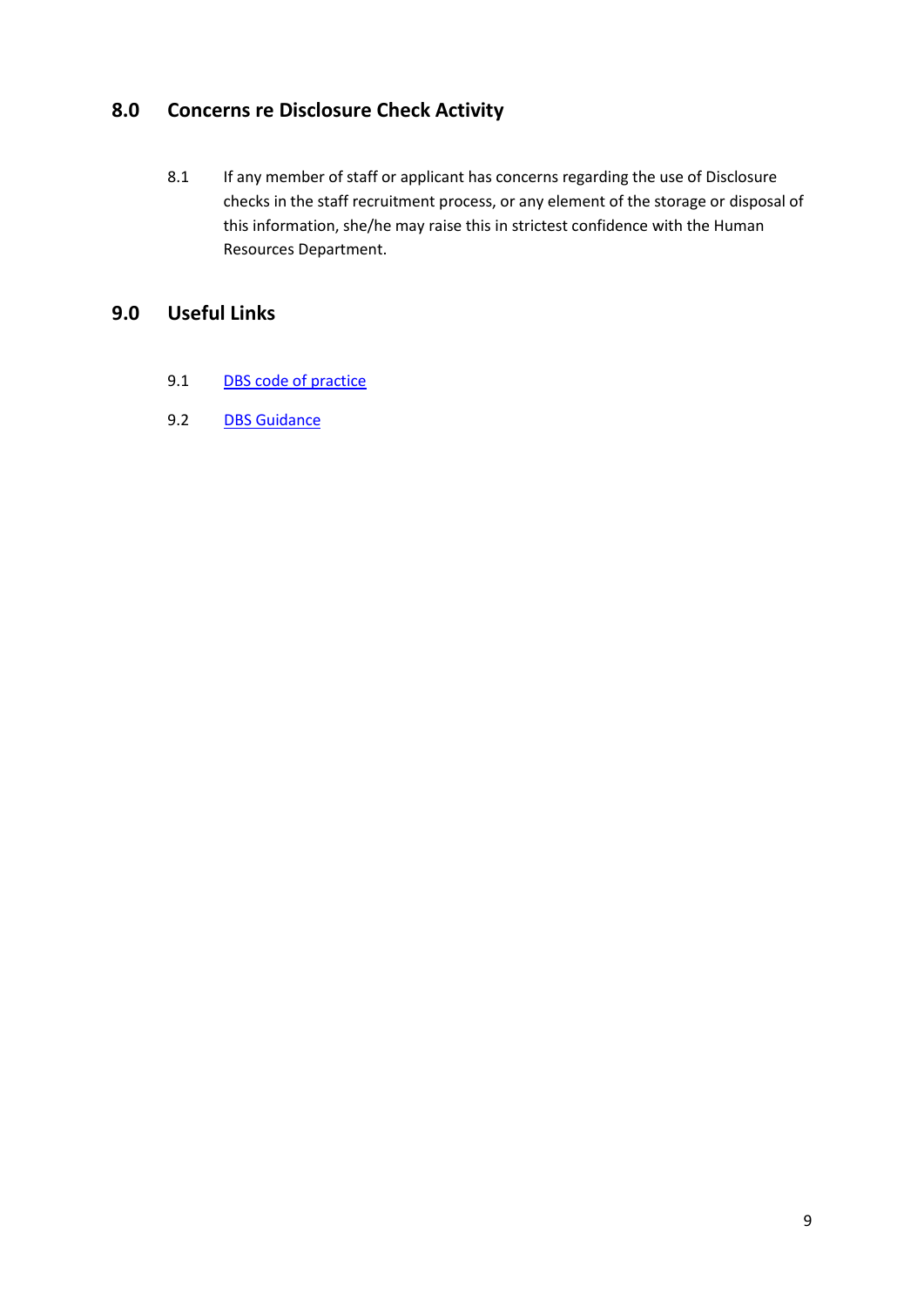## 8.0 Concerns re Disclosure Check Activity

8.1 If any member of staff or applicant has concerns regarding the use of Disclosure checks in the staff recruitment process, or any element of the storage or disposal of this information, she/he may raise this in strictest confidence with the Human Resources Department.

## 9.0 Useful Links

9.1 DBS code of practice

9.2 DBS Guidance